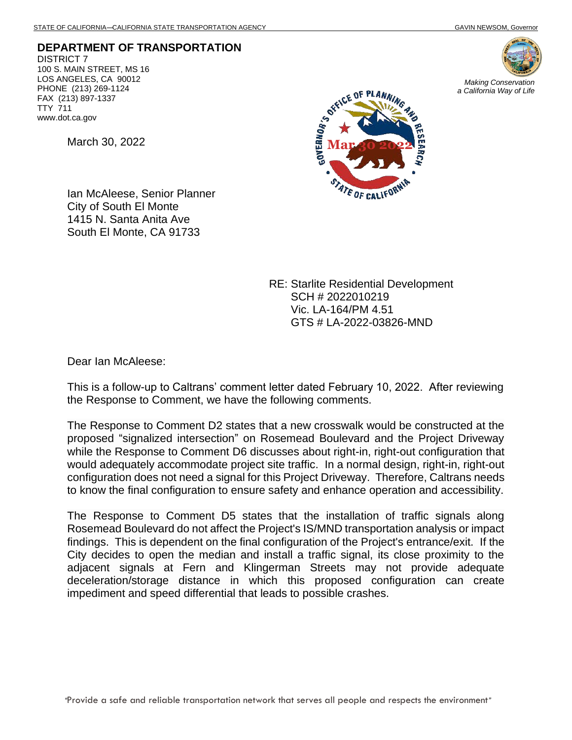STATE OF CALIFORNIA—CALIFORNIA STATE TRANSPORTATION AGENCY GAVIN NEWSOM, Governor

**DEPARTMENT OF TRANSPORTATION**
DISTRICT 7
100 S. MAIN STREET, MS 16
LOS ANGELES, CA 90012
PHONE (213) 269-1124
FAX (213) 897-1337
TTY 711
www.dot.ca.gov

*Making Conservation a California Way of Life*

GOVERNOR'S OFFICE OF PLANNING AND RESEARCH
Mar 30 2022
STATE OF CALIFORNIA

March 30, 2022

Ian McAleese, Senior Planner
City of South El Monte
1415 N. Santa Anita Ave
South El Monte, CA 91733

RE: Starlite Residential Development
SCH # 2022010219
Vic. LA-164/PM 4.51
GTS # LA-2022-03826-MND

Dear Ian McAleese:

This is a follow-up to Caltrans' comment letter dated February 10, 2022. After reviewing the Response to Comment, we have the following comments.

The Response to Comment D2 states that a new crosswalk would be constructed at the proposed "signalized intersection" on Rosemead Boulevard and the Project Driveway while the Response to Comment D6 discusses about right-in, right-out configuration that would adequately accommodate project site traffic. In a normal design, right-in, right-out configuration does not need a signal for this Project Driveway. Therefore, Caltrans needs to know the final configuration to ensure safety and enhance operation and accessibility.

The Response to Comment D5 states that the installation of traffic signals along Rosemead Boulevard do not affect the Project's IS/MND transportation analysis or impact findings. This is dependent on the final configuration of the Project's entrance/exit. If the City decides to open the median and install a traffic signal, its close proximity to the adjacent signals at Fern and Klingerman Streets may not provide adequate deceleration/storage distance in which this proposed configuration can create impediment and speed differential that leads to possible crashes.

"Provide a safe and reliable transportation network that serves all people and respects the environment"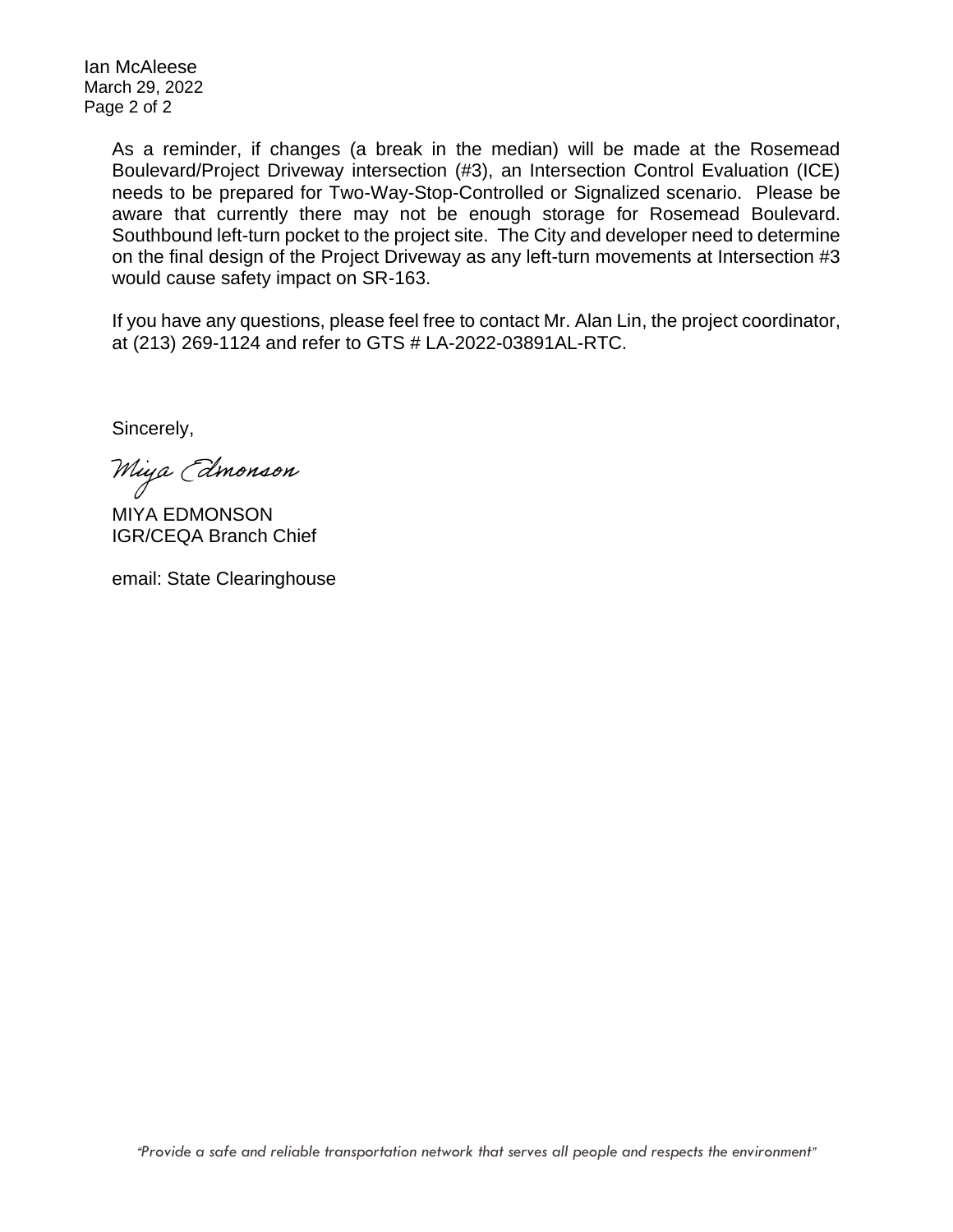As a reminder, if changes (a break in the median) will be made at the Rosemead Boulevard/Project Driveway intersection (#3), an Intersection Control Evaluation (ICE) needs to be prepared for Two-Way-Stop-Controlled or Signalized scenario. Please be aware that currently there may not be enough storage for Rosemead Boulevard. Southbound left-turn pocket to the project site. The City and developer need to determine on the final design of the Project Driveway as any left-turn movements at Intersection #3 would cause safety impact on SR-163.

If you have any questions, please feel free to contact Mr. Alan Lin, the project coordinator, at (213) 269-1124 and refer to GTS # LA-2022-03891AL-RTC.

Sincerely,

*Miya Edmonson*

MIYA EDMONSON
IGR/CEQA Branch Chief

email: State Clearinghouse

*"Provide a safe and reliable transportation network that serves all people and respects the environment"*